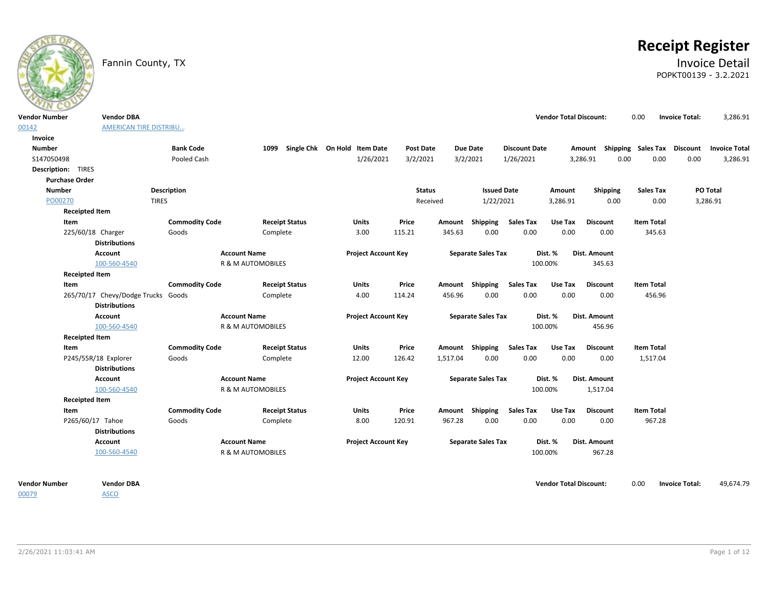# Receipt Register

Fannin County, TX

## Invoice Detail

POPKT00139 - 3.2.2021

| Vendor Number | Vendor DBA | Vendor Total Discount: | 0.00 | Invoice Total: | 3,286.91 |
|---|---|---|---|---|---|
| 00142 | AMERICAN TIRE DISTRIBU... | | | | |

**Invoice**

| Number | Bank Code | 1099 | Single Chk | On Hold | Item Date | Post Date | Due Date | Discount Date | Amount | Shipping | Sales Tax | Discount | Invoice Total |
|---|---|---|---|---|---|---|---|---|---|---|---|---|---|
| S147050498 | Pooled Cash | | | | 1/26/2021 | 3/2/2021 | 3/2/2021 | 1/26/2021 | 3,286.91 | 0.00 | 0.00 | 0.00 | 3,286.91 |

**Description:** TIRES

**Purchase Order**

| Number | Description | Status | Issued Date | Amount | Shipping | Sales Tax | PO Total |
|---|---|---|---|---|---|---|---|
| PO00270 | TIRES | Received | 1/22/2021 | 3,286.91 | 0.00 | 0.00 | 3,286.91 |

**Receipted Item**

| Item | Commodity Code | Receipt Status | Units | Price | Amount | Shipping | Sales Tax | Use Tax | Discount | Item Total |
|---|---|---|---|---|---|---|---|---|---|---|
| 225/60/18 Charger | Goods | Complete | 3.00 | 115.21 | 345.63 | 0.00 | 0.00 | 0.00 | 0.00 | 345.63 |

**Distributions**

| Account | Account Name | Project Account Key | Separate Sales Tax | Dist. % | Dist. Amount |
|---|---|---|---|---|---|
| 100-560-4540 | R & M AUTOMOBILES | | | 100.00% | 345.63 |

**Receipted Item**

| Item | Commodity Code | Receipt Status | Units | Price | Amount | Shipping | Sales Tax | Use Tax | Discount | Item Total |
|---|---|---|---|---|---|---|---|---|---|---|
| 265/70/17 Chevy/Dodge Trucks | Goods | Complete | 4.00 | 114.24 | 456.96 | 0.00 | 0.00 | 0.00 | 0.00 | 456.96 |

**Distributions**

| Account | Account Name | Project Account Key | Separate Sales Tax | Dist. % | Dist. Amount |
|---|---|---|---|---|---|
| 100-560-4540 | R & M AUTOMOBILES | | | 100.00% | 456.96 |

**Receipted Item**

| Item | Commodity Code | Receipt Status | Units | Price | Amount | Shipping | Sales Tax | Use Tax | Discount | Item Total |
|---|---|---|---|---|---|---|---|---|---|---|
| P245/55R/18 Explorer | Goods | Complete | 12.00 | 126.42 | 1,517.04 | 0.00 | 0.00 | 0.00 | 0.00 | 1,517.04 |

**Distributions**

| Account | Account Name | Project Account Key | Separate Sales Tax | Dist. % | Dist. Amount |
|---|---|---|---|---|---|
| 100-560-4540 | R & M AUTOMOBILES | | | 100.00% | 1,517.04 |

**Receipted Item**

| Item | Commodity Code | Receipt Status | Units | Price | Amount | Shipping | Sales Tax | Use Tax | Discount | Item Total |
|---|---|---|---|---|---|---|---|---|---|---|
| P265/60/17 Tahoe | Goods | Complete | 8.00 | 120.91 | 967.28 | 0.00 | 0.00 | 0.00 | 0.00 | 967.28 |

**Distributions**

| Account | Account Name | Project Account Key | Separate Sales Tax | Dist. % | Dist. Amount |
|---|---|---|---|---|---|
| 100-560-4540 | R & M AUTOMOBILES | | | 100.00% | 967.28 |

| Vendor Number | Vendor DBA | Vendor Total Discount: | 0.00 | Invoice Total: | 49,674.79 |
|---|---|---|---|---|---|
| 00079 | ASCO | | | | |

2/26/2021 11:03:41 AM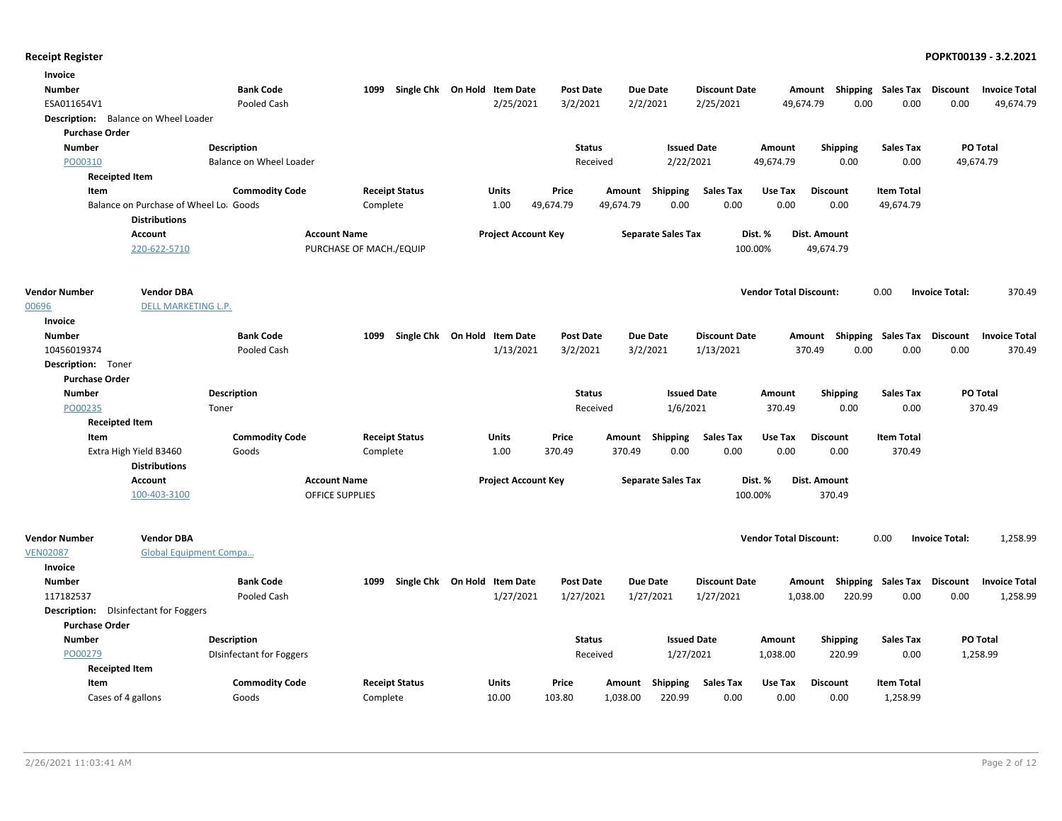**Invoice**

| Number | Bank Code | 1099 | Single Chk | On Hold | Item Date | Post Date | Due Date | Discount Date | Amount | Shipping | Sales Tax | Discount | Invoice Total |
|---|---|---|---|---|---|---|---|---|---|---|---|---|---|
| ESA011654V1 | Pooled Cash | | | | 2/25/2021 | 3/2/2021 | 2/2/2021 | 2/25/2021 | 49,674.79 | 0.00 | 0.00 | 0.00 | 49,674.79 |

**Description:** Balance on Wheel Loader

**Purchase Order**

| Number | Description | Status | Issued Date | Amount | Shipping | Sales Tax | PO Total |
|---|---|---|---|---|---|---|---|
| PO00310 | Balance on Wheel Loader | Received | 2/22/2021 | 49,674.79 | 0.00 | 0.00 | 49,674.79 |

**Receipted Item**

| Item | Commodity Code | Receipt Status | Units | Price | Amount | Shipping | Sales Tax | Use Tax | Discount | Item Total |
|---|---|---|---|---|---|---|---|---|---|---|
| Balance on Purchase of Wheel Lo: | Goods | Complete | 1.00 | 49,674.79 | 49,674.79 | 0.00 | 0.00 | 0.00 | 0.00 | 49,674.79 |

**Distributions**

| Account | Account Name | Project Account Key | Separate Sales Tax | Dist. % | Dist. Amount |
|---|---|---|---|---|---|
| 220-622-5710 | PURCHASE OF MACH./EQUIP | | | 100.00% | 49,674.79 |

| Vendor Number | Vendor DBA | Vendor Total Discount: | Invoice Total: |
|---|---|---|---|
| 00696 | DELL MARKETING L.P. | 0.00 | 370.49 |

**Invoice**

| Number | Bank Code | 1099 | Single Chk | On Hold | Item Date | Post Date | Due Date | Discount Date | Amount | Shipping | Sales Tax | Discount | Invoice Total |
|---|---|---|---|---|---|---|---|---|---|---|---|---|---|
| 10456019374 | Pooled Cash | | | | 1/13/2021 | 3/2/2021 | 3/2/2021 | 1/13/2021 | 370.49 | 0.00 | 0.00 | 0.00 | 370.49 |

**Description:** Toner

**Purchase Order**

| Number | Description | Status | Issued Date | Amount | Shipping | Sales Tax | PO Total |
|---|---|---|---|---|---|---|---|
| PO00235 | Toner | Received | 1/6/2021 | 370.49 | 0.00 | 0.00 | 370.49 |

**Receipted Item**

| Item | Commodity Code | Receipt Status | Units | Price | Amount | Shipping | Sales Tax | Use Tax | Discount | Item Total |
|---|---|---|---|---|---|---|---|---|---|---|
| Extra High Yield B3460 | Goods | Complete | 1.00 | 370.49 | 370.49 | 0.00 | 0.00 | 0.00 | 0.00 | 370.49 |

**Distributions**

| Account | Account Name | Project Account Key | Separate Sales Tax | Dist. % | Dist. Amount |
|---|---|---|---|---|---|
| 100-403-3100 | OFFICE SUPPLIES | | | 100.00% | 370.49 |

| Vendor Number | Vendor DBA | Vendor Total Discount: | Invoice Total: |
|---|---|---|---|
| VEN02087 | Global Equipment Compa... | 0.00 | 1,258.99 |

**Invoice**

| Number | Bank Code | 1099 | Single Chk | On Hold | Item Date | Post Date | Due Date | Discount Date | Amount | Shipping | Sales Tax | Discount | Invoice Total |
|---|---|---|---|---|---|---|---|---|---|---|---|---|---|
| 117182537 | Pooled Cash | | | | 1/27/2021 | 1/27/2021 | 1/27/2021 | 1/27/2021 | 1,038.00 | 220.99 | 0.00 | 0.00 | 1,258.99 |

**Description:** DIsinfectant for Foggers

**Purchase Order**

| Number | Description | Status | Issued Date | Amount | Shipping | Sales Tax | PO Total |
|---|---|---|---|---|---|---|---|
| PO00279 | DIsinfectant for Foggers | Received | 1/27/2021 | 1,038.00 | 220.99 | 0.00 | 1,258.99 |

**Receipted Item**

| Item | Commodity Code | Receipt Status | Units | Price | Amount | Shipping | Sales Tax | Use Tax | Discount | Item Total |
|---|---|---|---|---|---|---|---|---|---|---|
| Cases of 4 gallons | Goods | Complete | 10.00 | 103.80 | 1,038.00 | 220.99 | 0.00 | 0.00 | 0.00 | 1,258.99 |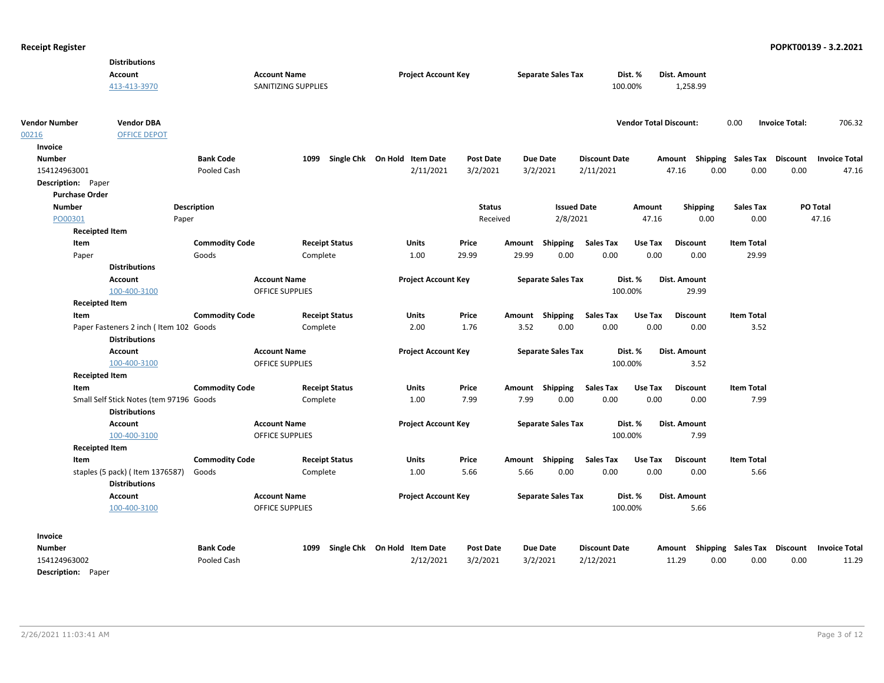**Distributions**

| Account | Account Name | Project Account Key | Separate Sales Tax | Dist. % | Dist. Amount |
|---|---|---|---|---|---|
| 413-413-3970 | SANITIZING SUPPLIES | | | 100.00% | 1,258.99 |

| Vendor Number | Vendor DBA | Vendor Total Discount: | 0.00 | Invoice Total: | 706.32 |
|---|---|---|---|---|---|
| 00216 | OFFICE DEPOT | | | | |

**Invoice**

| Number | Bank Code | 1099 | Single Chk | On Hold | Item Date | Post Date | Due Date | Discount Date | Amount | Shipping | Sales Tax | Discount | Invoice Total |
|---|---|---|---|---|---|---|---|---|---|---|---|---|---|
| 154124963001 | Pooled Cash | | | | 2/11/2021 | 3/2/2021 | 3/2/2021 | 2/11/2021 | 47.16 | 0.00 | 0.00 | 0.00 | 47.16 |

**Description:** Paper

**Purchase Order**

| Number | Description | Status | Issued Date | Amount | Shipping | Sales Tax | PO Total |
|---|---|---|---|---|---|---|---|
| PO00301 | Paper | Received | 2/8/2021 | 47.16 | 0.00 | 0.00 | 47.16 |

**Receipted Item**

| Item | Commodity Code | Receipt Status | Units | Price | Amount | Shipping | Sales Tax | Use Tax | Discount | Item Total |
|---|---|---|---|---|---|---|---|---|---|---|
| Paper | Goods | Complete | 1.00 | 29.99 | 29.99 | 0.00 | 0.00 | 0.00 | 0.00 | 29.99 |

**Distributions**

| Account | Account Name | Project Account Key | Separate Sales Tax | Dist. % | Dist. Amount |
|---|---|---|---|---|---|
| 100-400-3100 | OFFICE SUPPLIES | | | 100.00% | 29.99 |

**Receipted Item**

| Item | Commodity Code | Receipt Status | Units | Price | Amount | Shipping | Sales Tax | Use Tax | Discount | Item Total |
|---|---|---|---|---|---|---|---|---|---|---|
| Paper Fasteners 2 inch ( Item 102 | Goods | Complete | 2.00 | 1.76 | 3.52 | 0.00 | 0.00 | 0.00 | 0.00 | 3.52 |

**Distributions**

| Account | Account Name | Project Account Key | Separate Sales Tax | Dist. % | Dist. Amount |
|---|---|---|---|---|---|
| 100-400-3100 | OFFICE SUPPLIES | | | 100.00% | 3.52 |

**Receipted Item**

| Item | Commodity Code | Receipt Status | Units | Price | Amount | Shipping | Sales Tax | Use Tax | Discount | Item Total |
|---|---|---|---|---|---|---|---|---|---|---|
| Small Self Stick Notes (tem 97196 | Goods | Complete | 1.00 | 7.99 | 7.99 | 0.00 | 0.00 | 0.00 | 0.00 | 7.99 |

**Distributions**

| Account | Account Name | Project Account Key | Separate Sales Tax | Dist. % | Dist. Amount |
|---|---|---|---|---|---|
| 100-400-3100 | OFFICE SUPPLIES | | | 100.00% | 7.99 |

**Receipted Item**

| Item | Commodity Code | Receipt Status | Units | Price | Amount | Shipping | Sales Tax | Use Tax | Discount | Item Total |
|---|---|---|---|---|---|---|---|---|---|---|
| staples (5 pack) ( Item 1376587) | Goods | Complete | 1.00 | 5.66 | 5.66 | 0.00 | 0.00 | 0.00 | 0.00 | 5.66 |

**Distributions**

| Account | Account Name | Project Account Key | Separate Sales Tax | Dist. % | Dist. Amount |
|---|---|---|---|---|---|
| 100-400-3100 | OFFICE SUPPLIES | | | 100.00% | 5.66 |

**Invoice**

| Number | Bank Code | 1099 | Single Chk | On Hold | Item Date | Post Date | Due Date | Discount Date | Amount | Shipping | Sales Tax | Discount | Invoice Total |
|---|---|---|---|---|---|---|---|---|---|---|---|---|---|
| 154124963002 | Pooled Cash | | | | 2/12/2021 | 3/2/2021 | 3/2/2021 | 2/12/2021 | 11.29 | 0.00 | 0.00 | 0.00 | 11.29 |

**Description:** Paper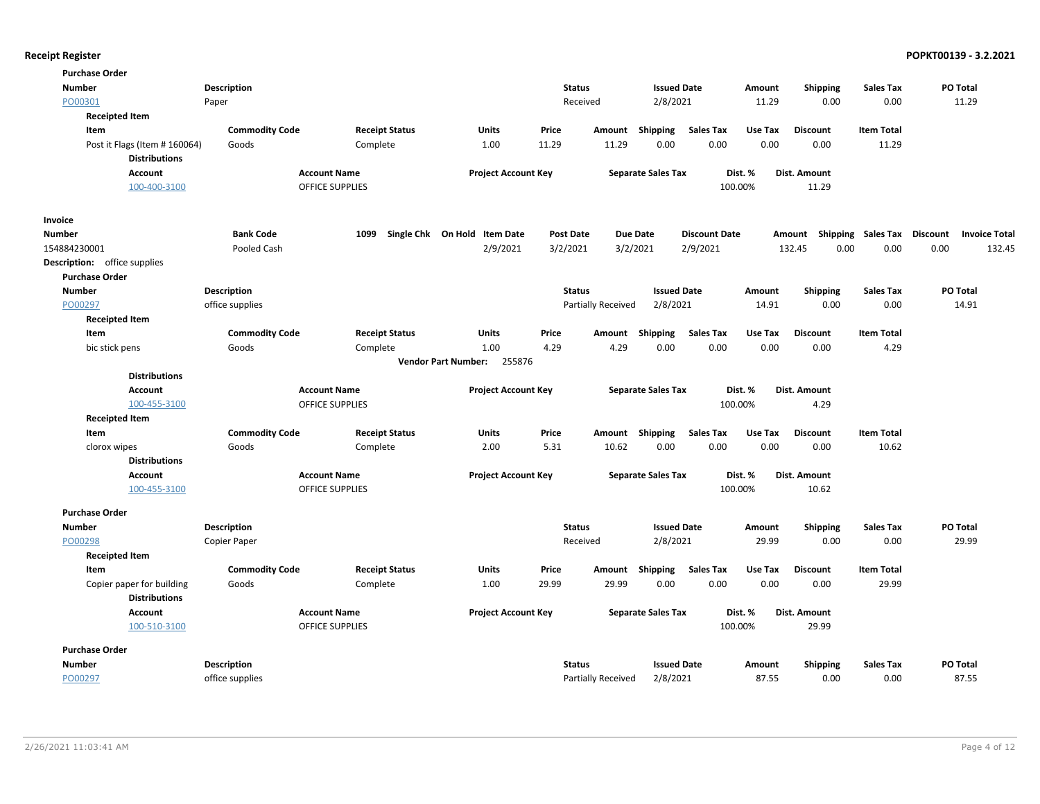**Purchase Order**

| Number | Description | Status | Issued Date | Amount | Shipping | Sales Tax | PO Total |
|---|---|---|---|---|---|---|---|
| PO00301 | Paper | Received | 2/8/2021 | 11.29 | 0.00 | 0.00 | 11.29 |

**Receipted Item**

| Item | Commodity Code | Receipt Status | Units | Price | Amount | Shipping | Sales Tax | Use Tax | Discount | Item Total |
|---|---|---|---|---|---|---|---|---|---|---|
| Post it Flags (Item # 160064) | Goods | Complete | 1.00 | 11.29 | 11.29 | 0.00 | 0.00 | 0.00 | 0.00 | 11.29 |

**Distributions**

| Account | Account Name | Project Account Key | Separate Sales Tax | Dist. % | Dist. Amount |
|---|---|---|---|---|---|
| 100-400-3100 | OFFICE SUPPLIES | | | 100.00% | 11.29 |

**Invoice**

| Number | Bank Code | 1099 | Single Chk | On Hold | Item Date | Post Date | Due Date | Discount Date | Amount | Shipping | Sales Tax | Discount | Invoice Total |
|---|---|---|---|---|---|---|---|---|---|---|---|---|---|
| 154884230001 | Pooled Cash | | | | 2/9/2021 | 3/2/2021 | 3/2/2021 | 2/9/2021 | 132.45 | 0.00 | 0.00 | 0.00 | 132.45 |

**Description:** office supplies

**Purchase Order**

| Number | Description | Status | Issued Date | Amount | Shipping | Sales Tax | PO Total |
|---|---|---|---|---|---|---|---|
| PO00297 | office supplies | Partially Received | 2/8/2021 | 14.91 | 0.00 | 0.00 | 14.91 |

**Receipted Item**

| Item | Commodity Code | Receipt Status | Units | Price | Amount | Shipping | Sales Tax | Use Tax | Discount | Item Total |
|---|---|---|---|---|---|---|---|---|---|---|
| bic stick pens | Goods | Complete | 1.00 | 4.29 | 4.29 | 0.00 | 0.00 | 0.00 | 0.00 | 4.29 |

**Vendor Part Number:** 255876

**Distributions**

| Account | Account Name | Project Account Key | Separate Sales Tax | Dist. % | Dist. Amount |
|---|---|---|---|---|---|
| 100-455-3100 | OFFICE SUPPLIES | | | 100.00% | 4.29 |

**Receipted Item**

| Item | Commodity Code | Receipt Status | Units | Price | Amount | Shipping | Sales Tax | Use Tax | Discount | Item Total |
|---|---|---|---|---|---|---|---|---|---|---|
| clorox wipes | Goods | Complete | 2.00 | 5.31 | 10.62 | 0.00 | 0.00 | 0.00 | 0.00 | 10.62 |

**Distributions**

| Account | Account Name | Project Account Key | Separate Sales Tax | Dist. % | Dist. Amount |
|---|---|---|---|---|---|
| 100-455-3100 | OFFICE SUPPLIES | | | 100.00% | 10.62 |

**Purchase Order**

| Number | Description | Status | Issued Date | Amount | Shipping | Sales Tax | PO Total |
|---|---|---|---|---|---|---|---|
| PO00298 | Copier Paper | Received | 2/8/2021 | 29.99 | 0.00 | 0.00 | 29.99 |

**Receipted Item**

| Item | Commodity Code | Receipt Status | Units | Price | Amount | Shipping | Sales Tax | Use Tax | Discount | Item Total |
|---|---|---|---|---|---|---|---|---|---|---|
| Copier paper for building | Goods | Complete | 1.00 | 29.99 | 29.99 | 0.00 | 0.00 | 0.00 | 0.00 | 29.99 |

**Distributions**

| Account | Account Name | Project Account Key | Separate Sales Tax | Dist. % | Dist. Amount |
|---|---|---|---|---|---|
| 100-510-3100 | OFFICE SUPPLIES | | | 100.00% | 29.99 |

**Purchase Order**

| Number | Description | Status | Issued Date | Amount | Shipping | Sales Tax | PO Total |
|---|---|---|---|---|---|---|---|
| PO00297 | office supplies | Partially Received | 2/8/2021 | 87.55 | 0.00 | 0.00 | 87.55 |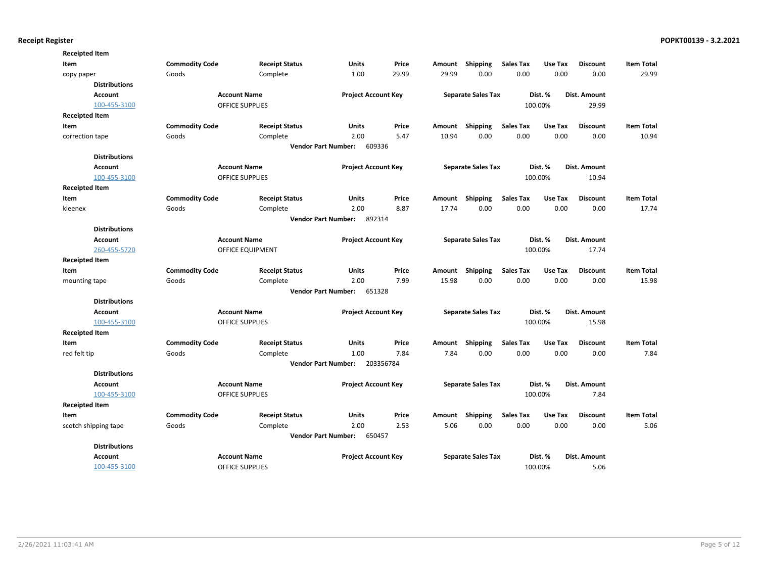**Receipted Item**

| Item | Commodity Code | Receipt Status | Units | Price | Amount | Shipping | Sales Tax | Use Tax | Discount | Item Total |
|---|---|---|---|---|---|---|---|---|---|---|
| copy paper | Goods | Complete | 1.00 | 29.99 | 29.99 | 0.00 | 0.00 | 0.00 | 0.00 | 29.99 |

**Distributions**

| Account | Account Name | Project Account Key | Separate Sales Tax | Dist. % | Dist. Amount |
|---|---|---|---|---|---|
| 100-455-3100 | OFFICE SUPPLIES | | | 100.00% | 29.99 |

**Receipted Item**

| Item | Commodity Code | Receipt Status | Units | Price | Amount | Shipping | Sales Tax | Use Tax | Discount | Item Total |
|---|---|---|---|---|---|---|---|---|---|---|
| correction tape | Goods | Complete | 2.00 | 5.47 | 10.94 | 0.00 | 0.00 | 0.00 | 0.00 | 10.94 |

**Vendor Part Number:** 609336

**Distributions**

| Account | Account Name | Project Account Key | Separate Sales Tax | Dist. % | Dist. Amount |
|---|---|---|---|---|---|
| 100-455-3100 | OFFICE SUPPLIES | | | 100.00% | 10.94 |

**Receipted Item**

| Item | Commodity Code | Receipt Status | Units | Price | Amount | Shipping | Sales Tax | Use Tax | Discount | Item Total |
|---|---|---|---|---|---|---|---|---|---|---|
| kleenex | Goods | Complete | 2.00 | 8.87 | 17.74 | 0.00 | 0.00 | 0.00 | 0.00 | 17.74 |

**Vendor Part Number:** 892314

**Distributions**

| Account | Account Name | Project Account Key | Separate Sales Tax | Dist. % | Dist. Amount |
|---|---|---|---|---|---|
| 260-455-5720 | OFFICE EQUIPMENT | | | 100.00% | 17.74 |

**Receipted Item**

| Item | Commodity Code | Receipt Status | Units | Price | Amount | Shipping | Sales Tax | Use Tax | Discount | Item Total |
|---|---|---|---|---|---|---|---|---|---|---|
| mounting tape | Goods | Complete | 2.00 | 7.99 | 15.98 | 0.00 | 0.00 | 0.00 | 0.00 | 15.98 |

**Vendor Part Number:** 651328

**Distributions**

| Account | Account Name | Project Account Key | Separate Sales Tax | Dist. % | Dist. Amount |
|---|---|---|---|---|---|
| 100-455-3100 | OFFICE SUPPLIES | | | 100.00% | 15.98 |

**Receipted Item**

| Item | Commodity Code | Receipt Status | Units | Price | Amount | Shipping | Sales Tax | Use Tax | Discount | Item Total |
|---|---|---|---|---|---|---|---|---|---|---|
| red felt tip | Goods | Complete | 1.00 | 7.84 | 7.84 | 0.00 | 0.00 | 0.00 | 0.00 | 7.84 |

**Vendor Part Number:** 203356784

**Distributions**

| Account | Account Name | Project Account Key | Separate Sales Tax | Dist. % | Dist. Amount |
|---|---|---|---|---|---|
| 100-455-3100 | OFFICE SUPPLIES | | | 100.00% | 7.84 |

**Receipted Item**

| Item | Commodity Code | Receipt Status | Units | Price | Amount | Shipping | Sales Tax | Use Tax | Discount | Item Total |
|---|---|---|---|---|---|---|---|---|---|---|
| scotch shipping tape | Goods | Complete | 2.00 | 2.53 | 5.06 | 0.00 | 0.00 | 0.00 | 0.00 | 5.06 |

**Vendor Part Number:** 650457

**Distributions**

| Account | Account Name | Project Account Key | Separate Sales Tax | Dist. % | Dist. Amount |
|---|---|---|---|---|---|
| 100-455-3100 | OFFICE SUPPLIES | | | 100.00% | 5.06 |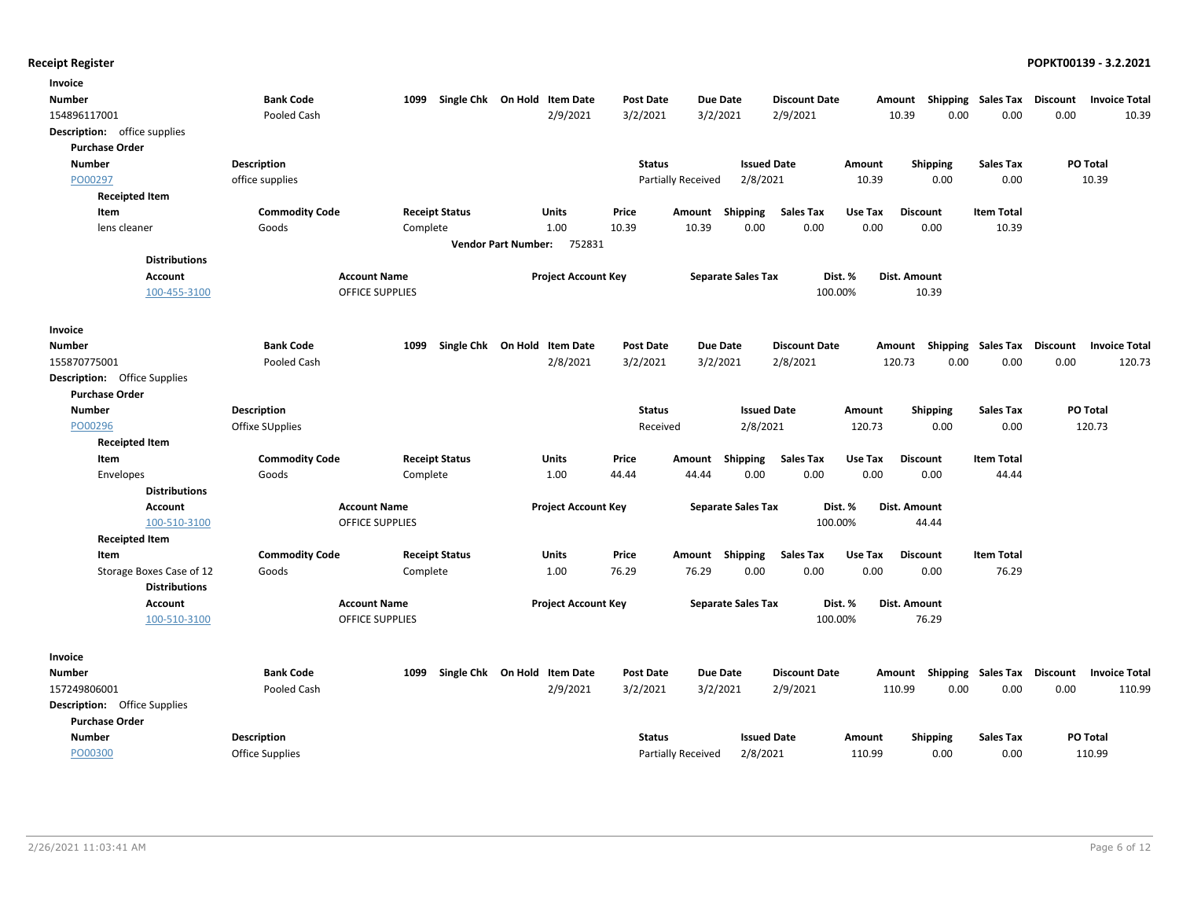## Receipt Register

POPKT00139 - 3.2.2021

### Invoice

| Number | Bank Code | 1099 | Single Chk | On Hold | Item Date | Post Date | Due Date | Discount Date | Amount | Shipping | Sales Tax | Discount | Invoice Total |
|---|---|---|---|---|---|---|---|---|---|---|---|---|---|
| 154896117001 | Pooled Cash | | | | 2/9/2021 | 3/2/2021 | 3/2/2021 | 2/9/2021 | 10.39 | 0.00 | 0.00 | 0.00 | 10.39 |

**Description:** office supplies

**Purchase Order**

| Number | Description | Status | Issued Date | Amount | Shipping | Sales Tax | PO Total |
|---|---|---|---|---|---|---|---|
| PO00297 | office supplies | Partially Received | 2/8/2021 | 10.39 | 0.00 | 0.00 | 10.39 |

**Receipted Item**

| Item | Commodity Code | Receipt Status | Units | Price | Amount | Shipping | Sales Tax | Use Tax | Discount | Item Total |
|---|---|---|---|---|---|---|---|---|---|---|
| lens cleaner | Goods | Complete | 1.00 | 10.39 | 10.39 | 0.00 | 0.00 | 0.00 | 0.00 | 10.39 |

**Vendor Part Number:** 752831

**Distributions**

| Account | Account Name | Project Account Key | Separate Sales Tax | Dist. % | Dist. Amount |
|---|---|---|---|---|---|
| 100-455-3100 | OFFICE SUPPLIES | | | 100.00% | 10.39 |

### Invoice

| Number | Bank Code | 1099 | Single Chk | On Hold | Item Date | Post Date | Due Date | Discount Date | Amount | Shipping | Sales Tax | Discount | Invoice Total |
|---|---|---|---|---|---|---|---|---|---|---|---|---|---|
| 155870775001 | Pooled Cash | | | | 2/8/2021 | 3/2/2021 | 3/2/2021 | 2/8/2021 | 120.73 | 0.00 | 0.00 | 0.00 | 120.73 |

**Description:** Office Supplies

**Purchase Order**

| Number | Description | Status | Issued Date | Amount | Shipping | Sales Tax | PO Total |
|---|---|---|---|---|---|---|---|
| PO00296 | Offixe SUpplies | Received | 2/8/2021 | 120.73 | 0.00 | 0.00 | 120.73 |

**Receipted Item**

| Item | Commodity Code | Receipt Status | Units | Price | Amount | Shipping | Sales Tax | Use Tax | Discount | Item Total |
|---|---|---|---|---|---|---|---|---|---|---|
| Envelopes | Goods | Complete | 1.00 | 44.44 | 44.44 | 0.00 | 0.00 | 0.00 | 0.00 | 44.44 |

**Distributions**

| Account | Account Name | Project Account Key | Separate Sales Tax | Dist. % | Dist. Amount |
|---|---|---|---|---|---|
| 100-510-3100 | OFFICE SUPPLIES | | | 100.00% | 44.44 |

**Receipted Item**

| Item | Commodity Code | Receipt Status | Units | Price | Amount | Shipping | Sales Tax | Use Tax | Discount | Item Total |
|---|---|---|---|---|---|---|---|---|---|---|
| Storage Boxes Case of 12 | Goods | Complete | 1.00 | 76.29 | 76.29 | 0.00 | 0.00 | 0.00 | 0.00 | 76.29 |

**Distributions**

| Account | Account Name | Project Account Key | Separate Sales Tax | Dist. % | Dist. Amount |
|---|---|---|---|---|---|
| 100-510-3100 | OFFICE SUPPLIES | | | 100.00% | 76.29 |

### Invoice

| Number | Bank Code | 1099 | Single Chk | On Hold | Item Date | Post Date | Due Date | Discount Date | Amount | Shipping | Sales Tax | Discount | Invoice Total |
|---|---|---|---|---|---|---|---|---|---|---|---|---|---|
| 157249806001 | Pooled Cash | | | | 2/9/2021 | 3/2/2021 | 3/2/2021 | 2/9/2021 | 110.99 | 0.00 | 0.00 | 0.00 | 110.99 |

**Description:** Office Supplies

**Purchase Order**

| Number | Description | Status | Issued Date | Amount | Shipping | Sales Tax | PO Total |
|---|---|---|---|---|---|---|---|
| PO00300 | Office Supplies | Partially Received | 2/8/2021 | 110.99 | 0.00 | 0.00 | 110.99 |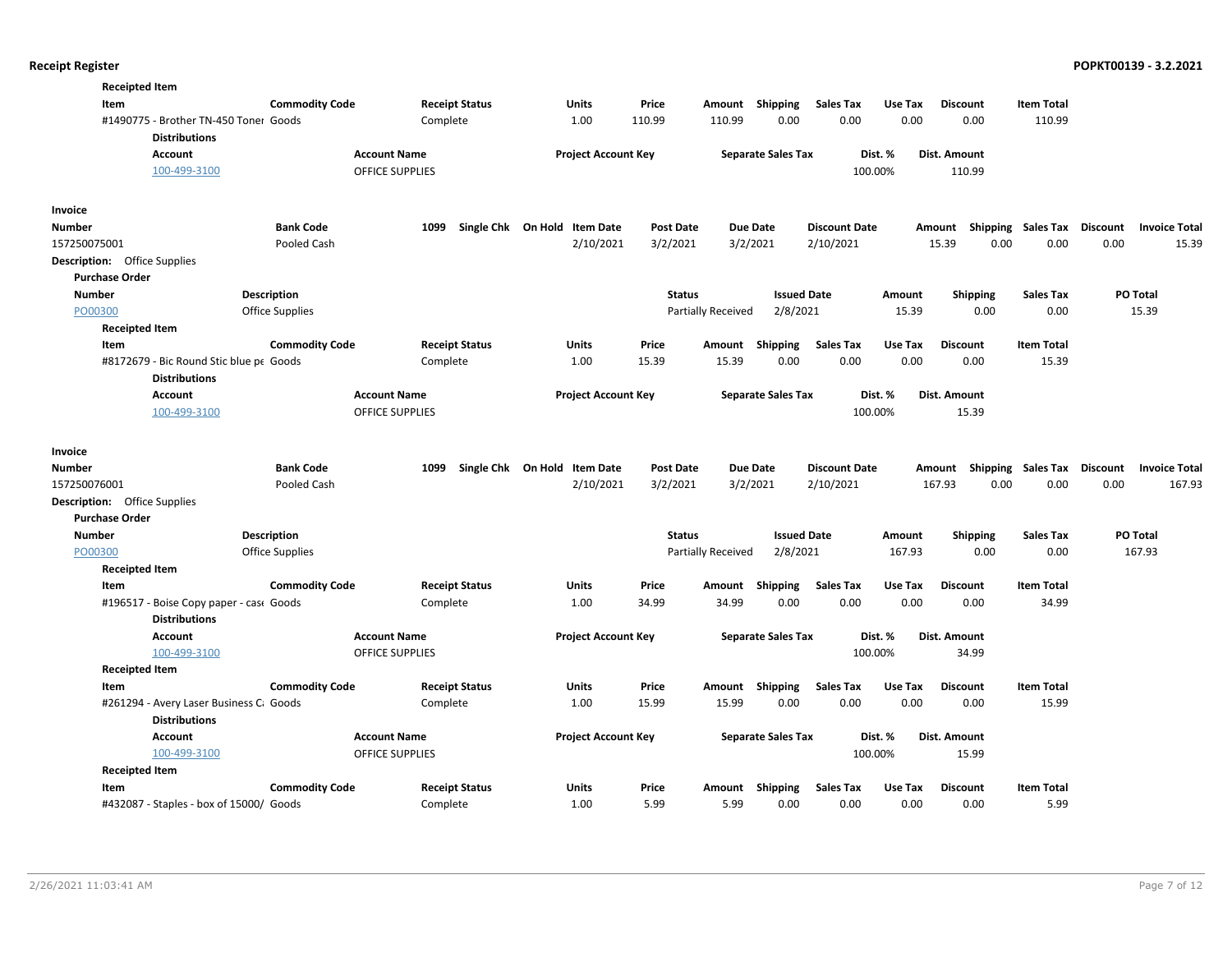**Receipted Item**

| Item | Commodity Code | Receipt Status | Units | Price | Amount | Shipping | Sales Tax | Use Tax | Discount | Item Total |
|---|---|---|---|---|---|---|---|---|---|---|
| #1490775 - Brother TN-450 Toner | Goods | Complete | 1.00 | 110.99 | 110.99 | 0.00 | 0.00 | 0.00 | 0.00 | 110.99 |

**Distributions**

| Account | Account Name | Project Account Key | Separate Sales Tax | Dist. % | Dist. Amount |
|---|---|---|---|---|---|
| 100-499-3100 | OFFICE SUPPLIES | | | 100.00% | 110.99 |

**Invoice**

| Number | Bank Code | 1099 | Single Chk | On Hold | Item Date | Post Date | Due Date | Discount Date | Amount | Shipping | Sales Tax | Discount | Invoice Total |
|---|---|---|---|---|---|---|---|---|---|---|---|---|---|
| 157250075001 | Pooled Cash | | | | 2/10/2021 | 3/2/2021 | 3/2/2021 | 2/10/2021 | 15.39 | 0.00 | 0.00 | 0.00 | 15.39 |

**Description:** Office Supplies

**Purchase Order**

| Number | Description | Status | Issued Date | Amount | Shipping | Sales Tax | PO Total |
|---|---|---|---|---|---|---|---|
| PO00300 | Office Supplies | Partially Received | 2/8/2021 | 15.39 | 0.00 | 0.00 | 15.39 |

**Receipted Item**

| Item | Commodity Code | Receipt Status | Units | Price | Amount | Shipping | Sales Tax | Use Tax | Discount | Item Total |
|---|---|---|---|---|---|---|---|---|---|---|
| #8172679 - Bic Round Stic blue pe | Goods | Complete | 1.00 | 15.39 | 15.39 | 0.00 | 0.00 | 0.00 | 0.00 | 15.39 |

**Distributions**

| Account | Account Name | Project Account Key | Separate Sales Tax | Dist. % | Dist. Amount |
|---|---|---|---|---|---|
| 100-499-3100 | OFFICE SUPPLIES | | | 100.00% | 15.39 |

**Invoice**

| Number | Bank Code | 1099 | Single Chk | On Hold | Item Date | Post Date | Due Date | Discount Date | Amount | Shipping | Sales Tax | Discount | Invoice Total |
|---|---|---|---|---|---|---|---|---|---|---|---|---|---|
| 157250076001 | Pooled Cash | | | | 2/10/2021 | 3/2/2021 | 3/2/2021 | 2/10/2021 | 167.93 | 0.00 | 0.00 | 0.00 | 167.93 |

**Description:** Office Supplies

**Purchase Order**

| Number | Description | Status | Issued Date | Amount | Shipping | Sales Tax | PO Total |
|---|---|---|---|---|---|---|---|
| PO00300 | Office Supplies | Partially Received | 2/8/2021 | 167.93 | 0.00 | 0.00 | 167.93 |

**Receipted Item**

| Item | Commodity Code | Receipt Status | Units | Price | Amount | Shipping | Sales Tax | Use Tax | Discount | Item Total |
|---|---|---|---|---|---|---|---|---|---|---|
| #196517 - Boise Copy paper - case | Goods | Complete | 1.00 | 34.99 | 34.99 | 0.00 | 0.00 | 0.00 | 0.00 | 34.99 |

**Distributions**

| Account | Account Name | Project Account Key | Separate Sales Tax | Dist. % | Dist. Amount |
|---|---|---|---|---|---|
| 100-499-3100 | OFFICE SUPPLIES | | | 100.00% | 34.99 |

**Receipted Item**

| Item | Commodity Code | Receipt Status | Units | Price | Amount | Shipping | Sales Tax | Use Tax | Discount | Item Total |
|---|---|---|---|---|---|---|---|---|---|---|
| #261294 - Avery Laser Business Ca | Goods | Complete | 1.00 | 15.99 | 15.99 | 0.00 | 0.00 | 0.00 | 0.00 | 15.99 |

**Distributions**

| Account | Account Name | Project Account Key | Separate Sales Tax | Dist. % | Dist. Amount |
|---|---|---|---|---|---|
| 100-499-3100 | OFFICE SUPPLIES | | | 100.00% | 15.99 |

**Receipted Item**

| Item | Commodity Code | Receipt Status | Units | Price | Amount | Shipping | Sales Tax | Use Tax | Discount | Item Total |
|---|---|---|---|---|---|---|---|---|---|---|
| #432087 - Staples - box of 15000/ | Goods | Complete | 1.00 | 5.99 | 5.99 | 0.00 | 0.00 | 0.00 | 0.00 | 5.99 |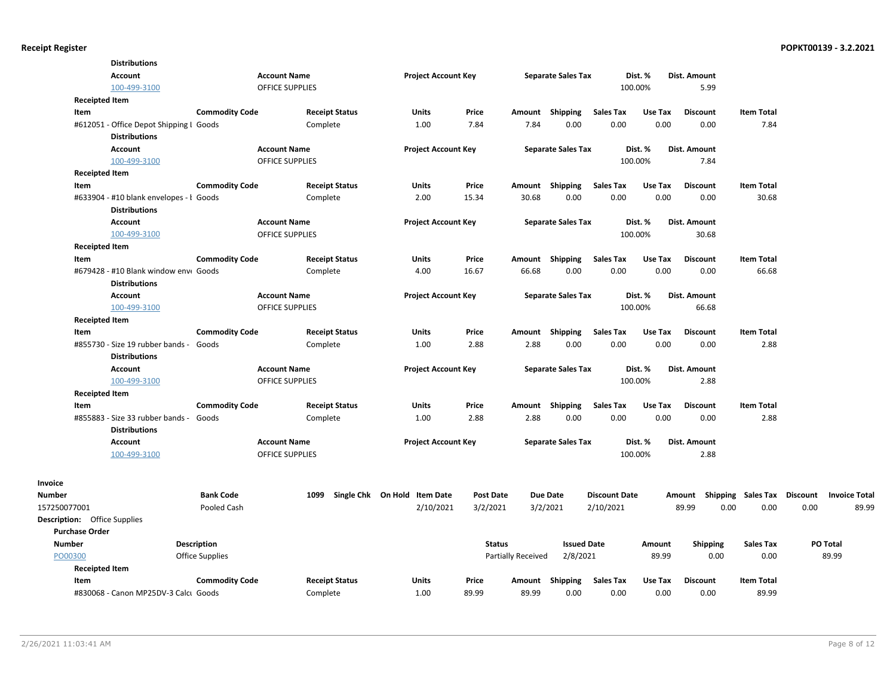**Distributions**

| Account | Account Name | Project Account Key | Separate Sales Tax | Dist. % | Dist. Amount |
|---|---|---|---|---|---|
| 100-499-3100 | OFFICE SUPPLIES | | | 100.00% | 5.99 |

**Receipted Item**

| Item | Commodity Code | Receipt Status | Units | Price | Amount | Shipping | Sales Tax | Use Tax | Discount | Item Total |
|---|---|---|---|---|---|---|---|---|---|---|
| #612051 - Office Depot Shipping I | Goods | Complete | 1.00 | 7.84 | 7.84 | 0.00 | 0.00 | 0.00 | 0.00 | 7.84 |

**Distributions**

| Account | Account Name | Project Account Key | Separate Sales Tax | Dist. % | Dist. Amount |
|---|---|---|---|---|---|
| 100-499-3100 | OFFICE SUPPLIES | | | 100.00% | 7.84 |

**Receipted Item**

| Item | Commodity Code | Receipt Status | Units | Price | Amount | Shipping | Sales Tax | Use Tax | Discount | Item Total |
|---|---|---|---|---|---|---|---|---|---|---|
| #633904 - #10 blank envelopes - I | Goods | Complete | 2.00 | 15.34 | 30.68 | 0.00 | 0.00 | 0.00 | 0.00 | 30.68 |

**Distributions**

| Account | Account Name | Project Account Key | Separate Sales Tax | Dist. % | Dist. Amount |
|---|---|---|---|---|---|
| 100-499-3100 | OFFICE SUPPLIES | | | 100.00% | 30.68 |

**Receipted Item**

| Item | Commodity Code | Receipt Status | Units | Price | Amount | Shipping | Sales Tax | Use Tax | Discount | Item Total |
|---|---|---|---|---|---|---|---|---|---|---|
| #679428 - #10 Blank window env | Goods | Complete | 4.00 | 16.67 | 66.68 | 0.00 | 0.00 | 0.00 | 0.00 | 66.68 |

**Distributions**

| Account | Account Name | Project Account Key | Separate Sales Tax | Dist. % | Dist. Amount |
|---|---|---|---|---|---|
| 100-499-3100 | OFFICE SUPPLIES | | | 100.00% | 66.68 |

**Receipted Item**

| Item | Commodity Code | Receipt Status | Units | Price | Amount | Shipping | Sales Tax | Use Tax | Discount | Item Total |
|---|---|---|---|---|---|---|---|---|---|---|
| #855730 - Size 19 rubber bands - | Goods | Complete | 1.00 | 2.88 | 2.88 | 0.00 | 0.00 | 0.00 | 0.00 | 2.88 |

**Distributions**

| Account | Account Name | Project Account Key | Separate Sales Tax | Dist. % | Dist. Amount |
|---|---|---|---|---|---|
| 100-499-3100 | OFFICE SUPPLIES | | | 100.00% | 2.88 |

**Receipted Item**

| Item | Commodity Code | Receipt Status | Units | Price | Amount | Shipping | Sales Tax | Use Tax | Discount | Item Total |
|---|---|---|---|---|---|---|---|---|---|---|
| #855883 - Size 33 rubber bands - | Goods | Complete | 1.00 | 2.88 | 2.88 | 0.00 | 0.00 | 0.00 | 0.00 | 2.88 |

**Distributions**

| Account | Account Name | Project Account Key | Separate Sales Tax | Dist. % | Dist. Amount |
|---|---|---|---|---|---|
| 100-499-3100 | OFFICE SUPPLIES | | | 100.00% | 2.88 |

**Invoice**

| Number | Bank Code | 1099 | Single Chk | On Hold | Item Date | Post Date | Due Date | Discount Date | Amount | Shipping | Sales Tax | Discount | Invoice Total |
|---|---|---|---|---|---|---|---|---|---|---|---|---|---|
| 157250077001 | Pooled Cash | | | | 2/10/2021 | 3/2/2021 | 3/2/2021 | 2/10/2021 | 89.99 | 0.00 | 0.00 | 0.00 | 89.99 |

**Description:** Office Supplies

**Purchase Order**

| Number | Description | Status | Issued Date | Amount | Shipping | Sales Tax | PO Total |
|---|---|---|---|---|---|---|---|
| PO00300 | Office Supplies | Partially Received | 2/8/2021 | 89.99 | 0.00 | 0.00 | 89.99 |

**Receipted Item**

| Item | Commodity Code | Receipt Status | Units | Price | Amount | Shipping | Sales Tax | Use Tax | Discount | Item Total |
|---|---|---|---|---|---|---|---|---|---|---|
| #830068 - Canon MP25DV-3 Calcu | Goods | Complete | 1.00 | 89.99 | 89.99 | 0.00 | 0.00 | 0.00 | 0.00 | 89.99 |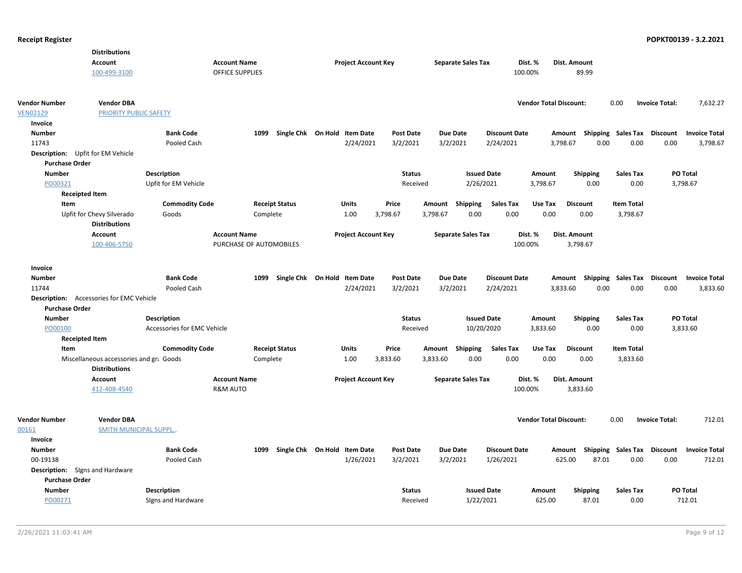**Distributions**

| Account | Account Name | Project Account Key | Separate Sales Tax | Dist. % | Dist. Amount |
|---|---|---|---|---|---|
| 100-499-3100 | OFFICE SUPPLIES | | | 100.00% | 89.99 |

| Vendor Number | Vendor DBA | Vendor Total Discount: | 0.00 | Invoice Total: | 7,632.27 |
|---|---|---|---|---|---|
| VEN02129 | PRIORITY PUBLIC SAFETY | | | | |

**Invoice**

| Number | Bank Code | 1099 | Single Chk | On Hold | Item Date | Post Date | Due Date | Discount Date | Amount | Shipping | Sales Tax | Discount | Invoice Total |
|---|---|---|---|---|---|---|---|---|---|---|---|---|---|
| 11743 | Pooled Cash | | | | 2/24/2021 | 3/2/2021 | 3/2/2021 | 2/24/2021 | 3,798.67 | 0.00 | 0.00 | 0.00 | 3,798.67 |

**Description:** Upfit for EM Vehicle

**Purchase Order**

| Number | Description | Status | Issued Date | Amount | Shipping | Sales Tax | PO Total |
|---|---|---|---|---|---|---|---|
| PO00321 | Upfit for EM Vehicle | Received | 2/26/2021 | 3,798.67 | 0.00 | 0.00 | 3,798.67 |

**Receipted Item**

| Item | Commodity Code | Receipt Status | Units | Price | Amount | Shipping | Sales Tax | Use Tax | Discount | Item Total |
|---|---|---|---|---|---|---|---|---|---|---|
| Upfit for Chevy Silverado | Goods | Complete | 1.00 | 3,798.67 | 3,798.67 | 0.00 | 0.00 | 0.00 | 0.00 | 3,798.67 |

**Distributions**

| Account | Account Name | Project Account Key | Separate Sales Tax | Dist. % | Dist. Amount |
|---|---|---|---|---|---|
| 100-406-5750 | PURCHASE OF AUTOMOBILES | | | 100.00% | 3,798.67 |

**Invoice**

| Number | Bank Code | 1099 | Single Chk | On Hold | Item Date | Post Date | Due Date | Discount Date | Amount | Shipping | Sales Tax | Discount | Invoice Total |
|---|---|---|---|---|---|---|---|---|---|---|---|---|---|
| 11744 | Pooled Cash | | | | 2/24/2021 | 3/2/2021 | 3/2/2021 | 2/24/2021 | 3,833.60 | 0.00 | 0.00 | 0.00 | 3,833.60 |

**Description:** Accessories for EMC Vehicle

**Purchase Order**

| Number | Description | Status | Issued Date | Amount | Shipping | Sales Tax | PO Total |
|---|---|---|---|---|---|---|---|
| PO00100 | Accessories for EMC Vehicle | Received | 10/20/2020 | 3,833.60 | 0.00 | 0.00 | 3,833.60 |

**Receipted Item**

| Item | Commodity Code | Receipt Status | Units | Price | Amount | Shipping | Sales Tax | Use Tax | Discount | Item Total |
|---|---|---|---|---|---|---|---|---|---|---|
| Miscellaneous accessories and gra | Goods | Complete | 1.00 | 3,833.60 | 3,833.60 | 0.00 | 0.00 | 0.00 | 0.00 | 3,833.60 |

**Distributions**

| Account | Account Name | Project Account Key | Separate Sales Tax | Dist. % | Dist. Amount |
|---|---|---|---|---|---|
| 412-408-4540 | R&M AUTO | | | 100.00% | 3,833.60 |

| Vendor Number | Vendor DBA | Vendor Total Discount: | 0.00 | Invoice Total: | 712.01 |
|---|---|---|---|---|---|
| 00161 | SMITH MUNICIPAL SUPPL... | | | | |

**Invoice**

| Number | Bank Code | 1099 | Single Chk | On Hold | Item Date | Post Date | Due Date | Discount Date | Amount | Shipping | Sales Tax | Discount | Invoice Total |
|---|---|---|---|---|---|---|---|---|---|---|---|---|---|
| 00-19138 | Pooled Cash | | | | 1/26/2021 | 3/2/2021 | 3/2/2021 | 1/26/2021 | 625.00 | 87.01 | 0.00 | 0.00 | 712.01 |

**Description:** SIgns and Hardware

**Purchase Order**

| Number | Description | Status | Issued Date | Amount | Shipping | Sales Tax | PO Total |
|---|---|---|---|---|---|---|---|
| PO00271 | SIgns and Hardware | Received | 1/22/2021 | 625.00 | 87.01 | 0.00 | 712.01 |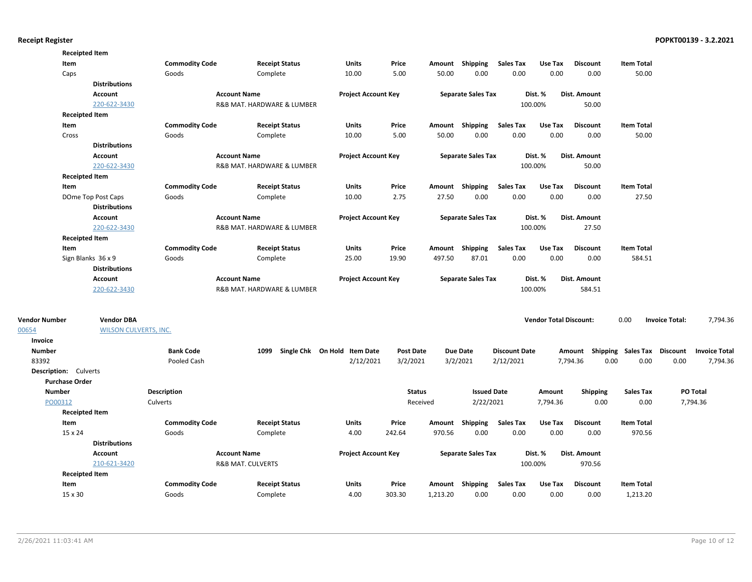**Receipted Item**

| Item | Commodity Code | Receipt Status | Units | Price | Amount | Shipping | Sales Tax | Use Tax | Discount | Item Total |
|---|---|---|---|---|---|---|---|---|---|---|
| Caps | Goods | Complete | 10.00 | 5.00 | 50.00 | 0.00 | 0.00 | 0.00 | 0.00 | 50.00 |

**Distributions**

| Account | Account Name | Project Account Key | Separate Sales Tax | Dist. % | Dist. Amount |
|---|---|---|---|---|---|
| 220-622-3430 | R&B MAT. HARDWARE & LUMBER | | | 100.00% | 50.00 |

**Receipted Item**

| Item | Commodity Code | Receipt Status | Units | Price | Amount | Shipping | Sales Tax | Use Tax | Discount | Item Total |
|---|---|---|---|---|---|---|---|---|---|---|
| Cross | Goods | Complete | 10.00 | 5.00 | 50.00 | 0.00 | 0.00 | 0.00 | 0.00 | 50.00 |

**Distributions**

| Account | Account Name | Project Account Key | Separate Sales Tax | Dist. % | Dist. Amount |
|---|---|---|---|---|---|
| 220-622-3430 | R&B MAT. HARDWARE & LUMBER | | | 100.00% | 50.00 |

**Receipted Item**

| Item | Commodity Code | Receipt Status | Units | Price | Amount | Shipping | Sales Tax | Use Tax | Discount | Item Total |
|---|---|---|---|---|---|---|---|---|---|---|
| DOme Top Post Caps | Goods | Complete | 10.00 | 2.75 | 27.50 | 0.00 | 0.00 | 0.00 | 0.00 | 27.50 |

**Distributions**

| Account | Account Name | Project Account Key | Separate Sales Tax | Dist. % | Dist. Amount |
|---|---|---|---|---|---|
| 220-622-3430 | R&B MAT. HARDWARE & LUMBER | | | 100.00% | 27.50 |

**Receipted Item**

| Item | Commodity Code | Receipt Status | Units | Price | Amount | Shipping | Sales Tax | Use Tax | Discount | Item Total |
|---|---|---|---|---|---|---|---|---|---|---|
| Sign Blanks 36 x 9 | Goods | Complete | 25.00 | 19.90 | 497.50 | 87.01 | 0.00 | 0.00 | 0.00 | 584.51 |

**Distributions**

| Account | Account Name | Project Account Key | Separate Sales Tax | Dist. % | Dist. Amount |
|---|---|---|---|---|---|
| 220-622-3430 | R&B MAT. HARDWARE & LUMBER | | | 100.00% | 584.51 |

| Vendor Number | Vendor DBA | Vendor Total Discount: | Invoice Total: |
|---|---|---|---|
| 00654 | WILSON CULVERTS, INC. | 0.00 | 7,794.36 |

**Invoice**

| Number | Bank Code | 1099 | Single Chk | On Hold | Item Date | Post Date | Due Date | Discount Date | Amount | Shipping | Sales Tax | Discount | Invoice Total |
|---|---|---|---|---|---|---|---|---|---|---|---|---|---|
| 83392 | Pooled Cash | | | | 2/12/2021 | 3/2/2021 | 3/2/2021 | 2/12/2021 | 7,794.36 | 0.00 | 0.00 | 0.00 | 7,794.36 |

**Description:** Culverts

**Purchase Order**

| Number | Description | Status | Issued Date | Amount | Shipping | Sales Tax | PO Total |
|---|---|---|---|---|---|---|---|
| PO00312 | Culverts | Received | 2/22/2021 | 7,794.36 | 0.00 | 0.00 | 7,794.36 |

**Receipted Item**

| Item | Commodity Code | Receipt Status | Units | Price | Amount | Shipping | Sales Tax | Use Tax | Discount | Item Total |
|---|---|---|---|---|---|---|---|---|---|---|
| 15 x 24 | Goods | Complete | 4.00 | 242.64 | 970.56 | 0.00 | 0.00 | 0.00 | 0.00 | 970.56 |

**Distributions**

| Account | Account Name | Project Account Key | Separate Sales Tax | Dist. % | Dist. Amount |
|---|---|---|---|---|---|
| 210-621-3420 | R&B MAT. CULVERTS | | | 100.00% | 970.56 |

**Receipted Item**

| Item | Commodity Code | Receipt Status | Units | Price | Amount | Shipping | Sales Tax | Use Tax | Discount | Item Total |
|---|---|---|---|---|---|---|---|---|---|---|
| 15 x 30 | Goods | Complete | 4.00 | 303.30 | 1,213.20 | 0.00 | 0.00 | 0.00 | 0.00 | 1,213.20 |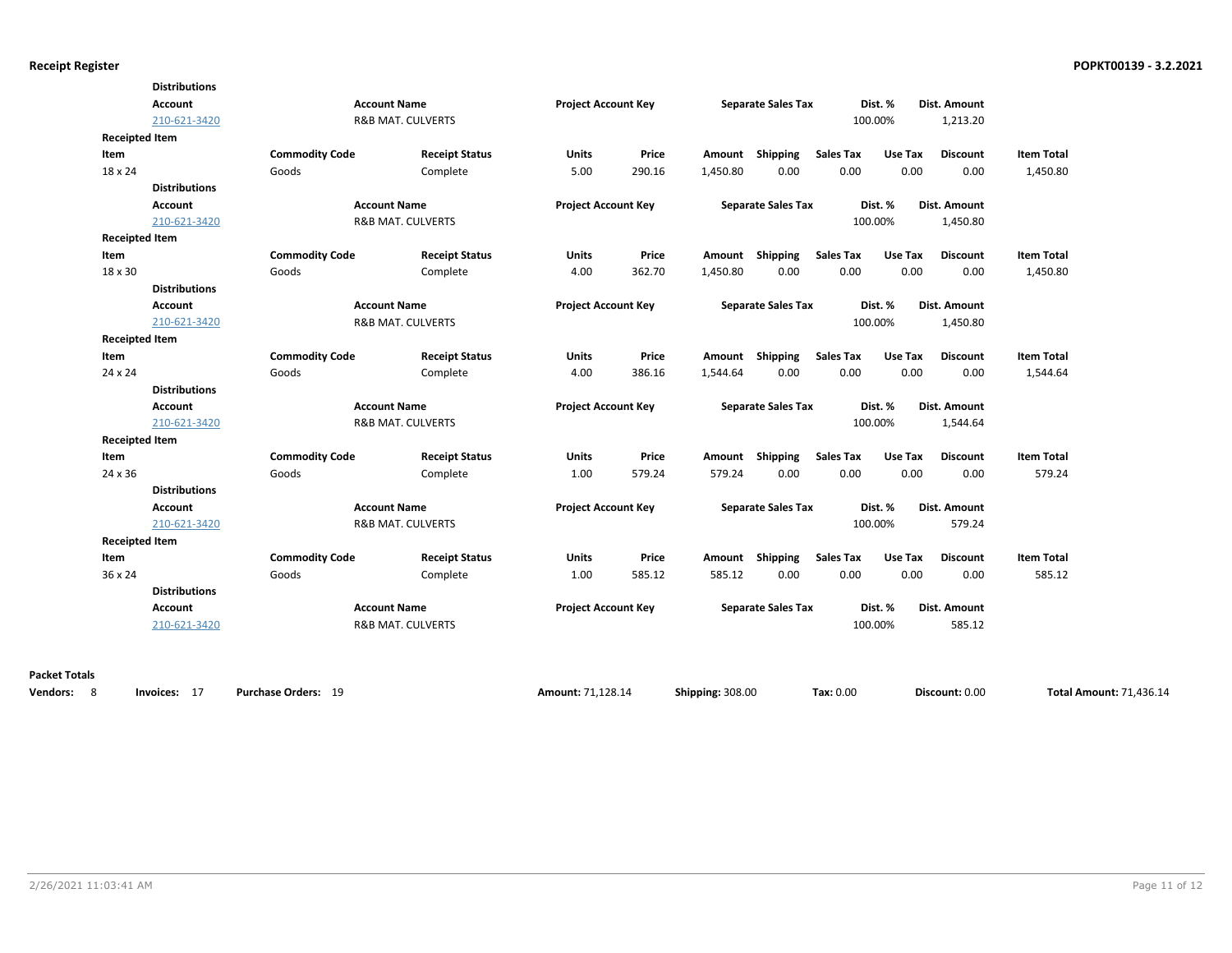**Distributions**

| Account | Account Name | Project Account Key | Separate Sales Tax | Dist. % | Dist. Amount |
|---|---|---|---|---|---|
| 210-621-3420 | R&B MAT. CULVERTS | | | 100.00% | 1,213.20 |

**Receipted Item**

| Item | Commodity Code | Receipt Status | Units | Price | Amount | Shipping | Sales Tax | Use Tax | Discount | Item Total |
|---|---|---|---|---|---|---|---|---|---|---|
| 18 x 24 | Goods | Complete | 5.00 | 290.16 | 1,450.80 | 0.00 | 0.00 | 0.00 | 0.00 | 1,450.80 |

**Distributions**

| Account | Account Name | Project Account Key | Separate Sales Tax | Dist. % | Dist. Amount |
|---|---|---|---|---|---|
| 210-621-3420 | R&B MAT. CULVERTS | | | 100.00% | 1,450.80 |

**Receipted Item**

| Item | Commodity Code | Receipt Status | Units | Price | Amount | Shipping | Sales Tax | Use Tax | Discount | Item Total |
|---|---|---|---|---|---|---|---|---|---|---|
| 18 x 30 | Goods | Complete | 4.00 | 362.70 | 1,450.80 | 0.00 | 0.00 | 0.00 | 0.00 | 1,450.80 |

**Distributions**

| Account | Account Name | Project Account Key | Separate Sales Tax | Dist. % | Dist. Amount |
|---|---|---|---|---|---|
| 210-621-3420 | R&B MAT. CULVERTS | | | 100.00% | 1,450.80 |

**Receipted Item**

| Item | Commodity Code | Receipt Status | Units | Price | Amount | Shipping | Sales Tax | Use Tax | Discount | Item Total |
|---|---|---|---|---|---|---|---|---|---|---|
| 24 x 24 | Goods | Complete | 4.00 | 386.16 | 1,544.64 | 0.00 | 0.00 | 0.00 | 0.00 | 1,544.64 |

**Distributions**

| Account | Account Name | Project Account Key | Separate Sales Tax | Dist. % | Dist. Amount |
|---|---|---|---|---|---|
| 210-621-3420 | R&B MAT. CULVERTS | | | 100.00% | 1,544.64 |

**Receipted Item**

| Item | Commodity Code | Receipt Status | Units | Price | Amount | Shipping | Sales Tax | Use Tax | Discount | Item Total |
|---|---|---|---|---|---|---|---|---|---|---|
| 24 x 36 | Goods | Complete | 1.00 | 579.24 | 579.24 | 0.00 | 0.00 | 0.00 | 0.00 | 579.24 |

**Distributions**

| Account | Account Name | Project Account Key | Separate Sales Tax | Dist. % | Dist. Amount |
|---|---|---|---|---|---|
| 210-621-3420 | R&B MAT. CULVERTS | | | 100.00% | 579.24 |

**Receipted Item**

| Item | Commodity Code | Receipt Status | Units | Price | Amount | Shipping | Sales Tax | Use Tax | Discount | Item Total |
|---|---|---|---|---|---|---|---|---|---|---|
| 36 x 24 | Goods | Complete | 1.00 | 585.12 | 585.12 | 0.00 | 0.00 | 0.00 | 0.00 | 585.12 |

**Distributions**

| Account | Account Name | Project Account Key | Separate Sales Tax | Dist. % | Dist. Amount |
|---|---|---|---|---|---|
| 210-621-3420 | R&B MAT. CULVERTS | | | 100.00% | 585.12 |

**Packet Totals**

**Vendors:** 8 **Invoices:** 17 **Purchase Orders:** 19 **Amount:** 71,128.14 **Shipping:** 308.00 **Tax:** 0.00 **Discount:** 0.00 **Total Amount:** 71,436.14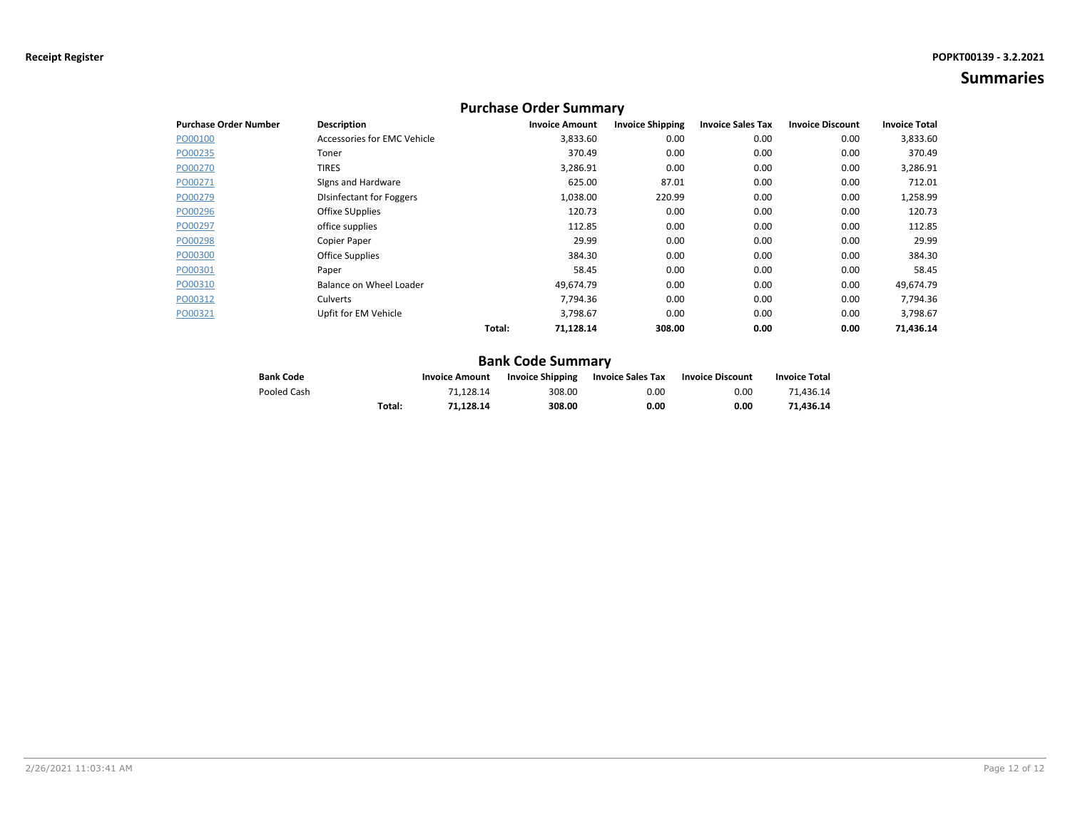**Receipt Register** **POPKT00139 - 3.2.2021**

# Summaries

## Purchase Order Summary

| Purchase Order Number | Description | | Invoice Amount | Invoice Shipping | Invoice Sales Tax | Invoice Discount | Invoice Total |
|---|---|---|---|---|---|---|---|
| PO00100 | Accessories for EMC Vehicle | | 3,833.60 | 0.00 | 0.00 | 0.00 | 3,833.60 |
| PO00235 | Toner | | 370.49 | 0.00 | 0.00 | 0.00 | 370.49 |
| PO00270 | TIRES | | 3,286.91 | 0.00 | 0.00 | 0.00 | 3,286.91 |
| PO00271 | SIgns and Hardware | | 625.00 | 87.01 | 0.00 | 0.00 | 712.01 |
| PO00279 | DIsinfectant for Foggers | | 1,038.00 | 220.99 | 0.00 | 0.00 | 1,258.99 |
| PO00296 | Offixe SUpplies | | 120.73 | 0.00 | 0.00 | 0.00 | 120.73 |
| PO00297 | office supplies | | 112.85 | 0.00 | 0.00 | 0.00 | 112.85 |
| PO00298 | Copier Paper | | 29.99 | 0.00 | 0.00 | 0.00 | 29.99 |
| PO00300 | Office Supplies | | 384.30 | 0.00 | 0.00 | 0.00 | 384.30 |
| PO00301 | Paper | | 58.45 | 0.00 | 0.00 | 0.00 | 58.45 |
| PO00310 | Balance on Wheel Loader | | 49,674.79 | 0.00 | 0.00 | 0.00 | 49,674.79 |
| PO00312 | Culverts | | 7,794.36 | 0.00 | 0.00 | 0.00 | 7,794.36 |
| PO00321 | Upfit for EM Vehicle | | 3,798.67 | 0.00 | 0.00 | 0.00 | 3,798.67 |
| | | **Total:** | **71,128.14** | **308.00** | **0.00** | **0.00** | **71,436.14** |

## Bank Code Summary

| Bank Code | | Invoice Amount | Invoice Shipping | Invoice Sales Tax | Invoice Discount | Invoice Total |
|---|---|---|---|---|---|---|
| Pooled Cash | | 71,128.14 | 308.00 | 0.00 | 0.00 | 71,436.14 |
| | **Total:** | **71,128.14** | **308.00** | **0.00** | **0.00** | **71,436.14** |